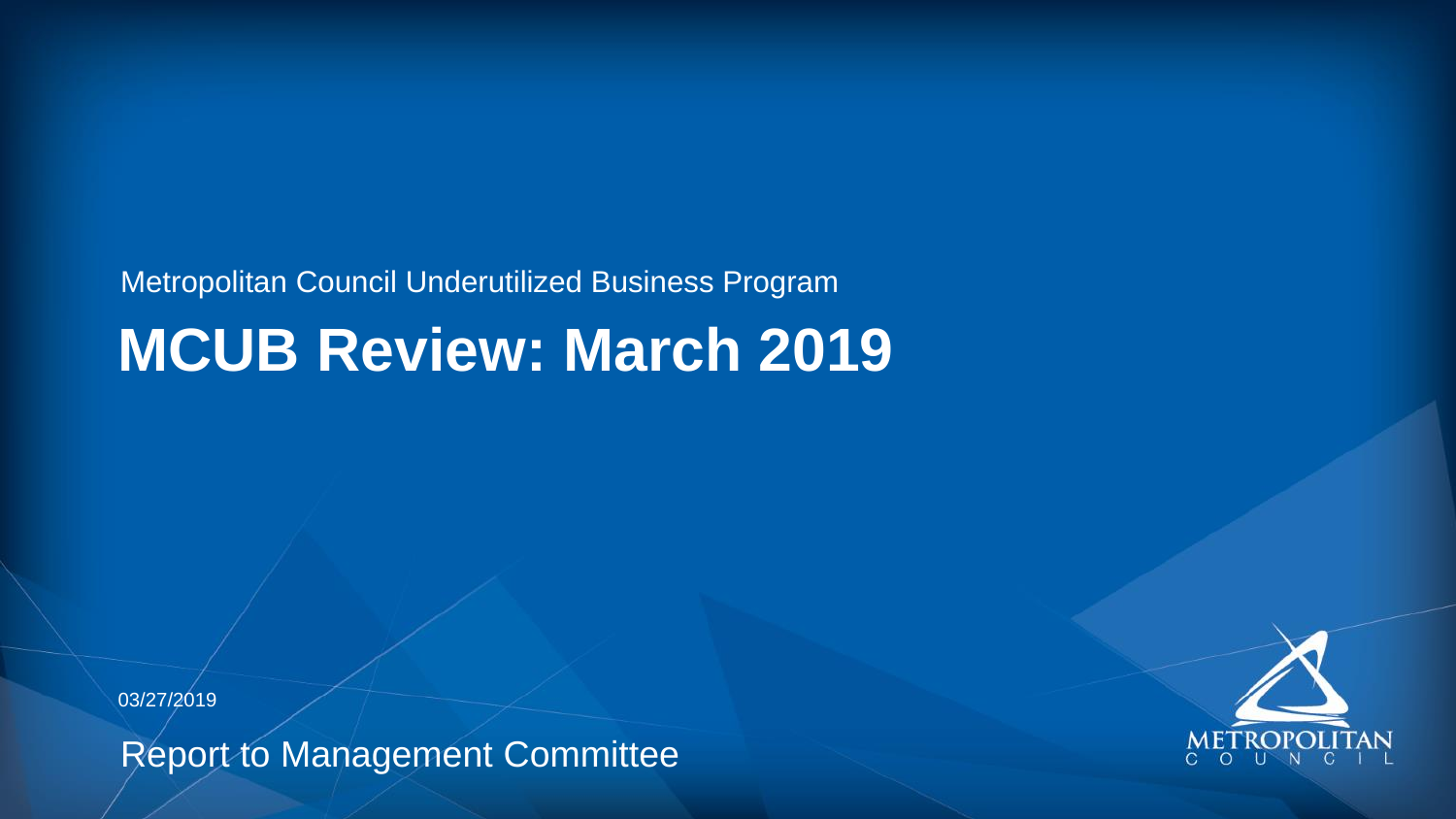Metropolitan Council Underutilized Business Program

# MCUB Review: March 2019

03/27/2019

Report to Management Committee

METROPOLITAN COUNCIL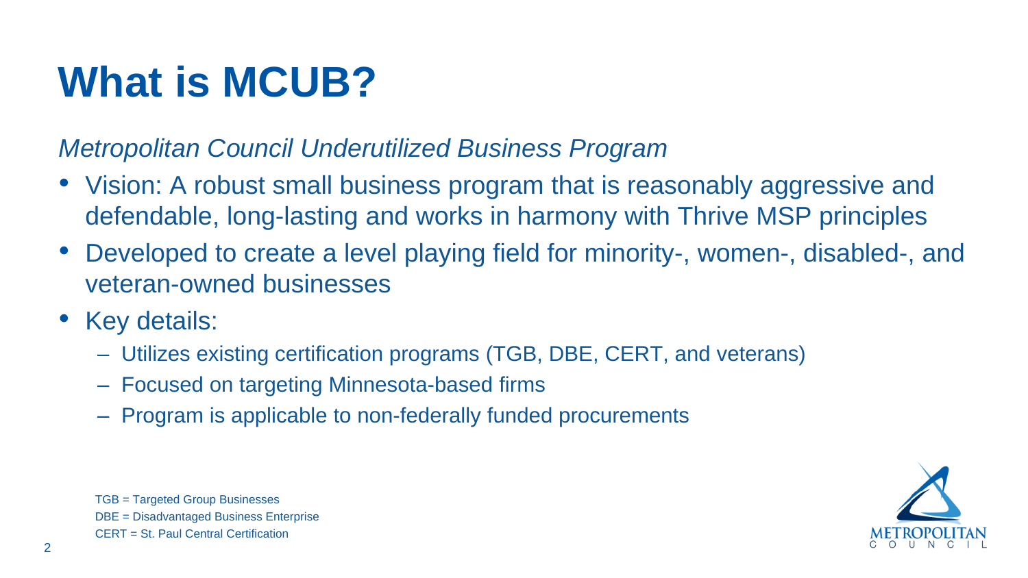# What is MCUB?

*Metropolitan Council Underutilized Business Program*

- Vision: A robust small business program that is reasonably aggressive and defendable, long-lasting and works in harmony with Thrive MSP principles
- Developed to create a level playing field for minority-, women-, disabled-, and veteran-owned businesses
- Key details:
  - Utilizes existing certification programs (TGB, DBE, CERT, and veterans)
  - Focused on targeting Minnesota-based firms
  - Program is applicable to non-federally funded procurements

TGB = Targeted Group Businesses
DBE = Disadvantaged Business Enterprise
CERT = St. Paul Central Certification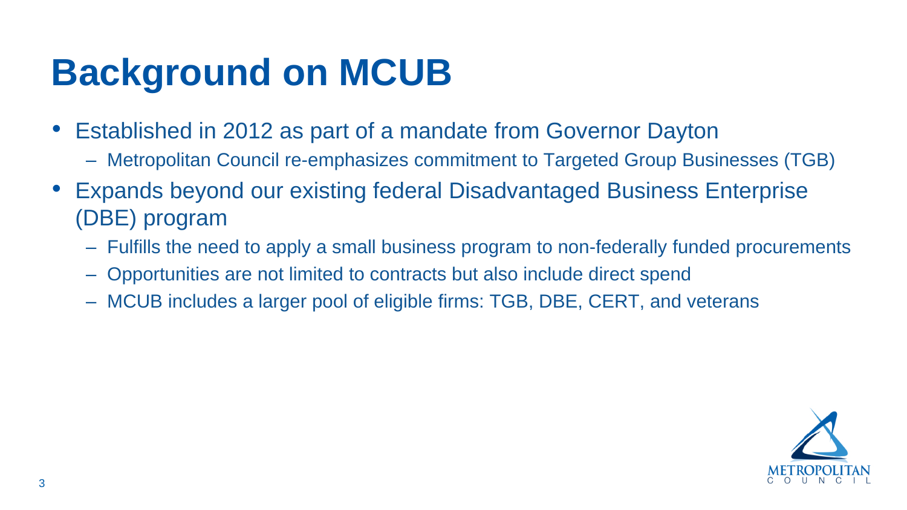# Background on MCUB

- Established in 2012 as part of a mandate from Governor Dayton
  - Metropolitan Council re-emphasizes commitment to Targeted Group Businesses (TGB)
- Expands beyond our existing federal Disadvantaged Business Enterprise (DBE) program
  - Fulfills the need to apply a small business program to non-federally funded procurements
  - Opportunities are not limited to contracts but also include direct spend
  - MCUB includes a larger pool of eligible firms: TGB, DBE, CERT, and veterans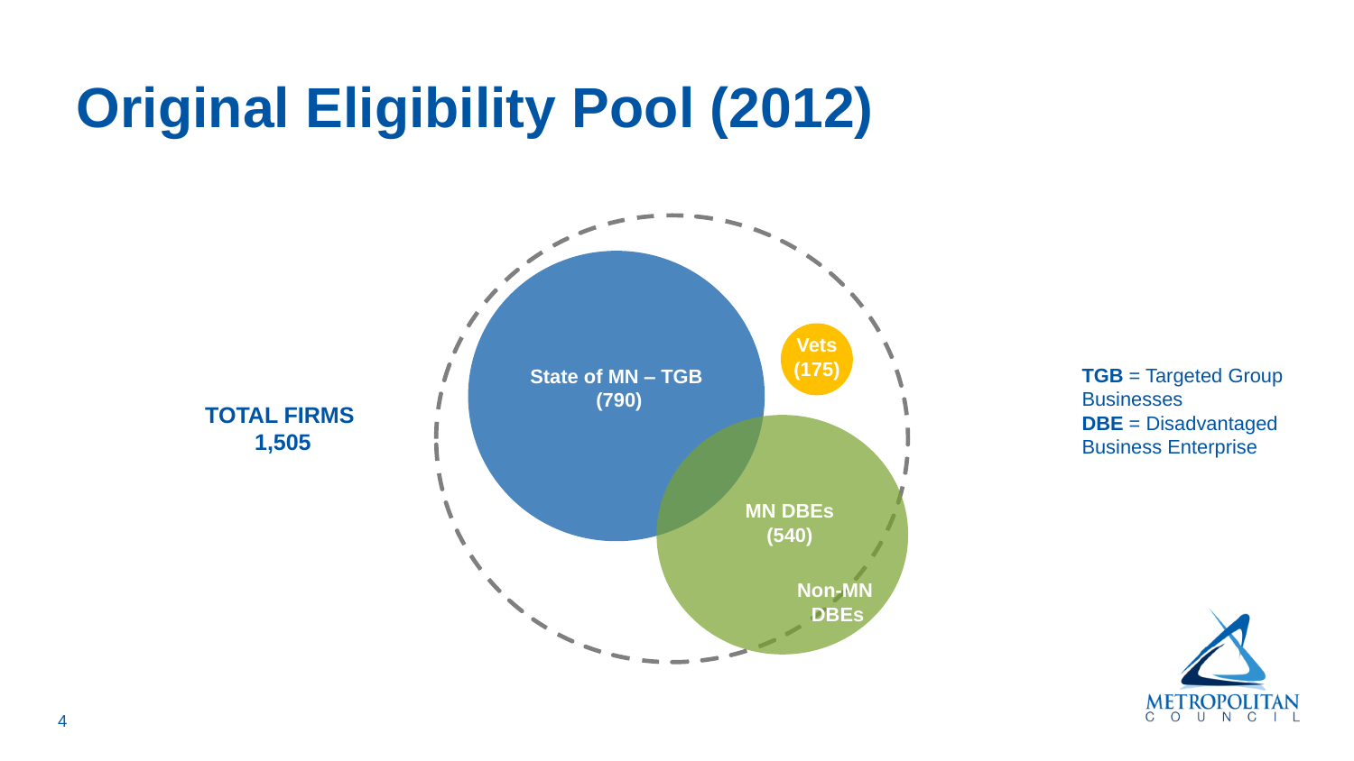# Original Eligibility Pool (2012)

**TOTAL FIRMS**
**1,505**

**State of MN – TGB**
**(790)**

**Vets**
**(175)**

**MN DBEs**
**(540)**

**Non-MN**
**DBEs**

**TGB** = Targeted Group Businesses
**DBE** = Disadvantaged Business Enterprise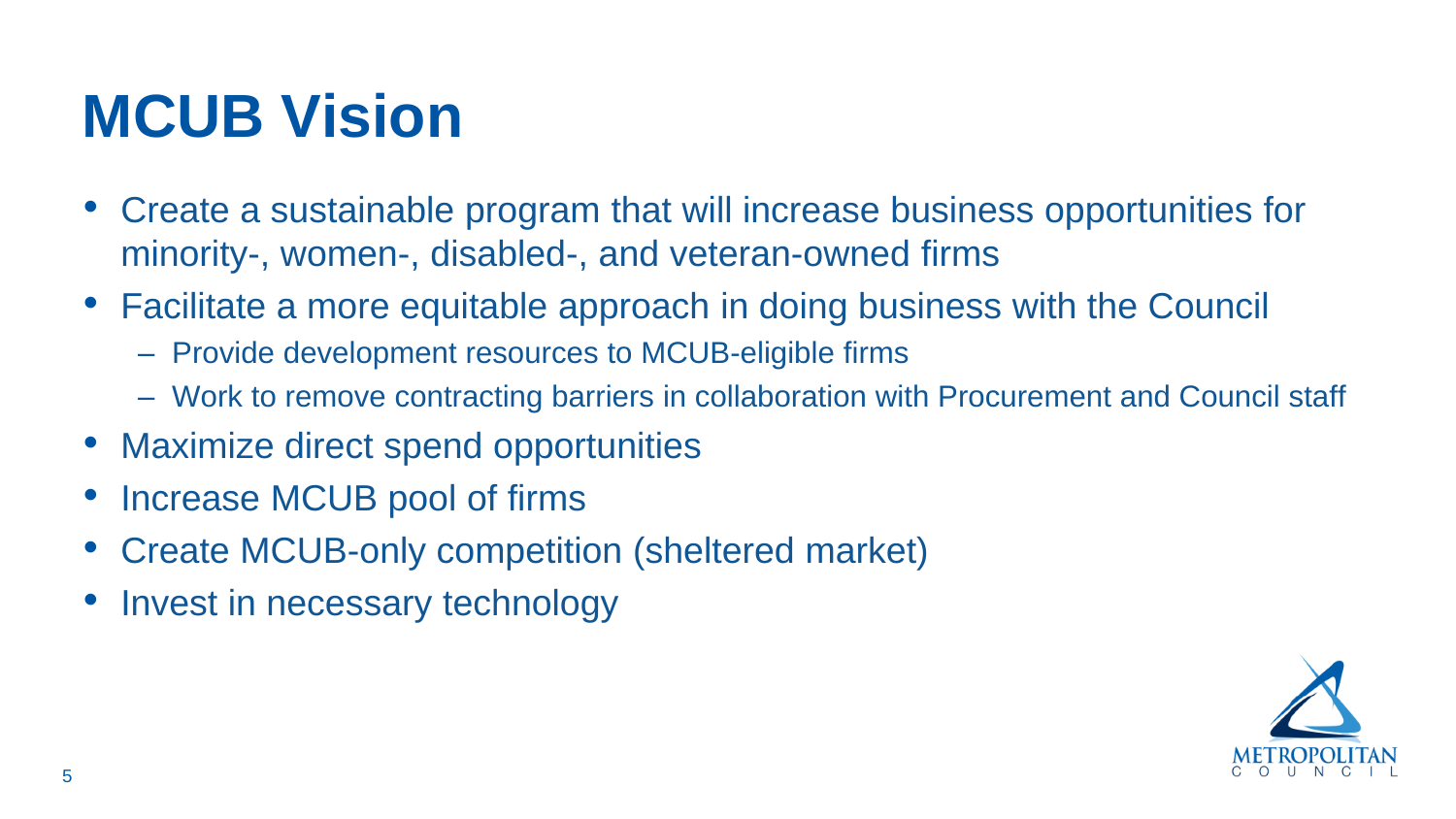# MCUB Vision

- Create a sustainable program that will increase business opportunities for minority-, women-, disabled-, and veteran-owned firms
- Facilitate a more equitable approach in doing business with the Council
  - Provide development resources to MCUB-eligible firms
  - Work to remove contracting barriers in collaboration with Procurement and Council staff
- Maximize direct spend opportunities
- Increase MCUB pool of firms
- Create MCUB-only competition (sheltered market)
- Invest in necessary technology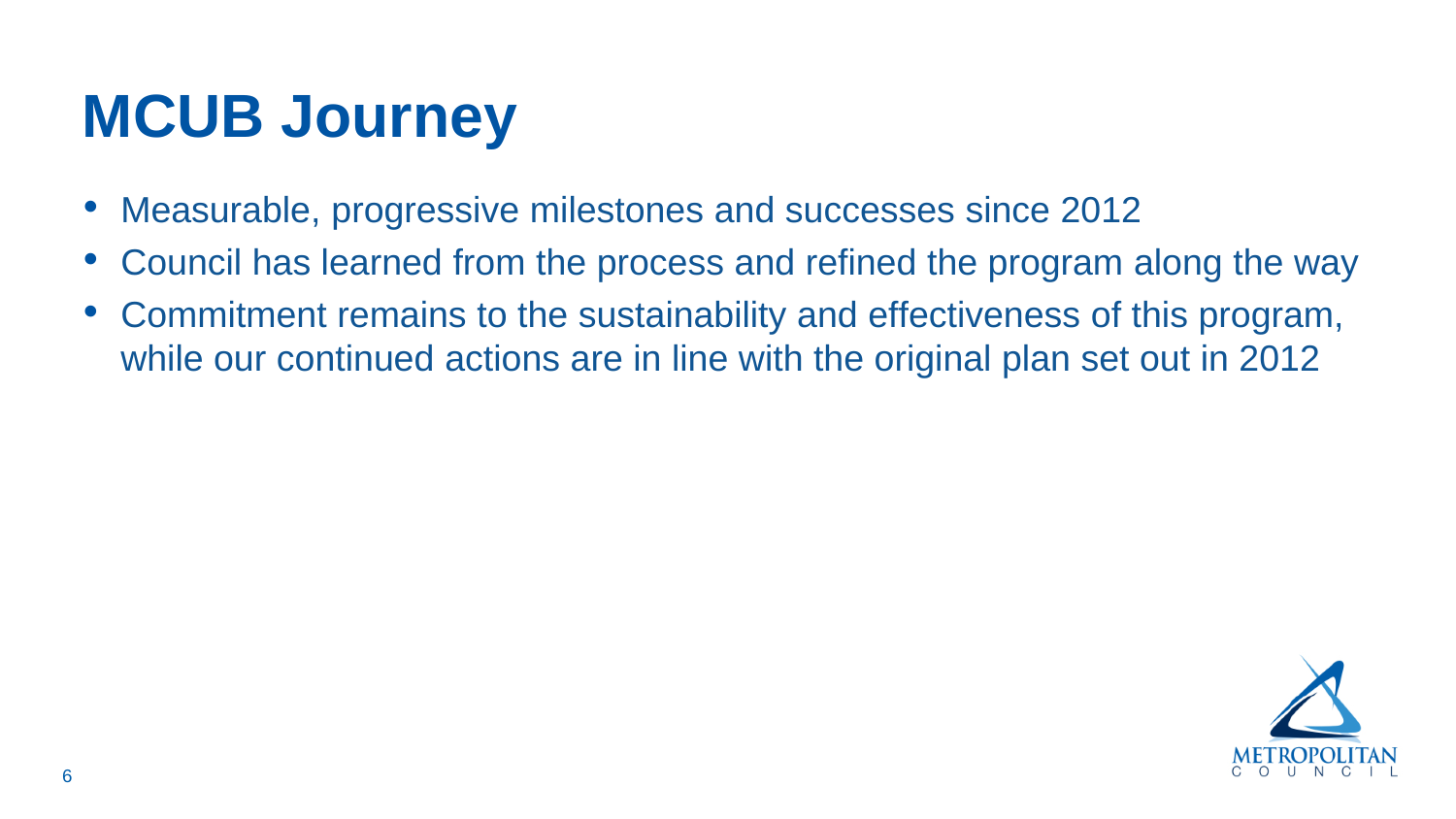# MCUB Journey

- Measurable, progressive milestones and successes since 2012
- Council has learned from the process and refined the program along the way
- Commitment remains to the sustainability and effectiveness of this program, while our continued actions are in line with the original plan set out in 2012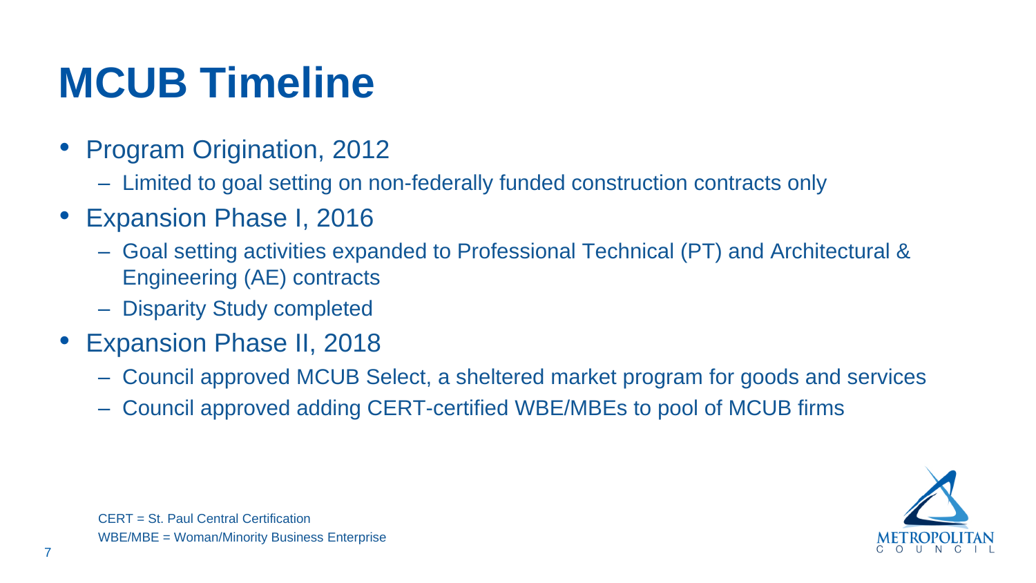# MCUB Timeline

- Program Origination, 2012
  - Limited to goal setting on non-federally funded construction contracts only
- Expansion Phase I, 2016
  - Goal setting activities expanded to Professional Technical (PT) and Architectural & Engineering (AE) contracts
  - Disparity Study completed
- Expansion Phase II, 2018
  - Council approved MCUB Select, a sheltered market program for goods and services
  - Council approved adding CERT-certified WBE/MBEs to pool of MCUB firms

CERT = St. Paul Central Certification

WBE/MBE = Woman/Minority Business Enterprise

METROPOLITAN COUNCIL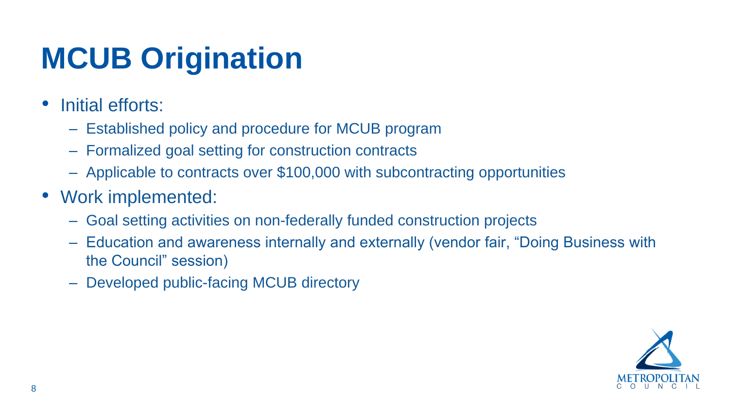# MCUB Origination

- Initial efforts:
  - Established policy and procedure for MCUB program
  - Formalized goal setting for construction contracts
  - Applicable to contracts over $100,000 with subcontracting opportunities
- Work implemented:
  - Goal setting activities on non-federally funded construction projects
  - Education and awareness internally and externally (vendor fair, “Doing Business with the Council” session)
  - Developed public-facing MCUB directory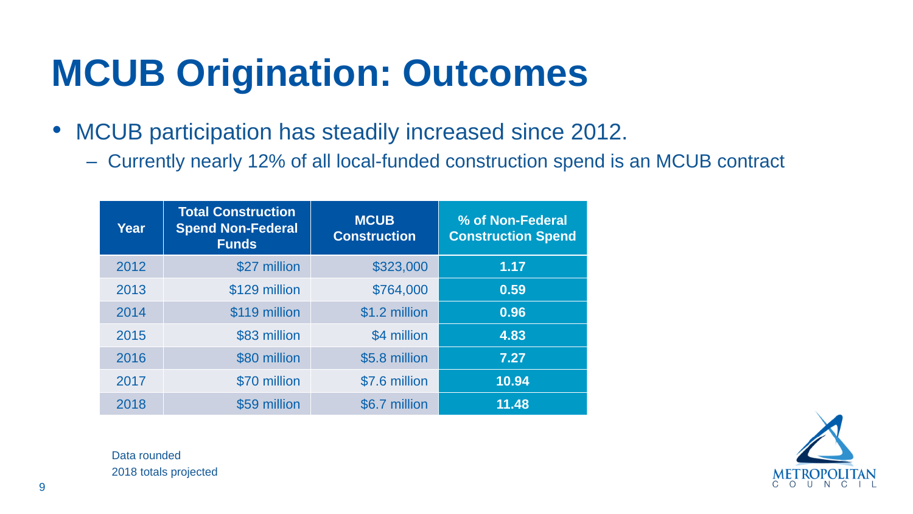# MCUB Origination: Outcomes

- MCUB participation has steadily increased since 2012.
  - Currently nearly 12% of all local-funded construction spend is an MCUB contract

| Year | Total Construction Spend Non-Federal Funds | MCUB Construction | % of Non-Federal Construction Spend |
|---|---|---|---|
| 2012 | $27 million | $323,000 | **1.17** |
| 2013 | $129 million | $764,000 | **0.59** |
| 2014 | $119 million | $1.2 million | **0.96** |
| 2015 | $83 million | $4 million | **4.83** |
| 2016 | $80 million | $5.8 million | **7.27** |
| 2017 | $70 million | $7.6 million | **10.94** |
| 2018 | $59 million | $6.7 million | **11.48** |

Data rounded
2018 totals projected

METROPOLITAN COUNCIL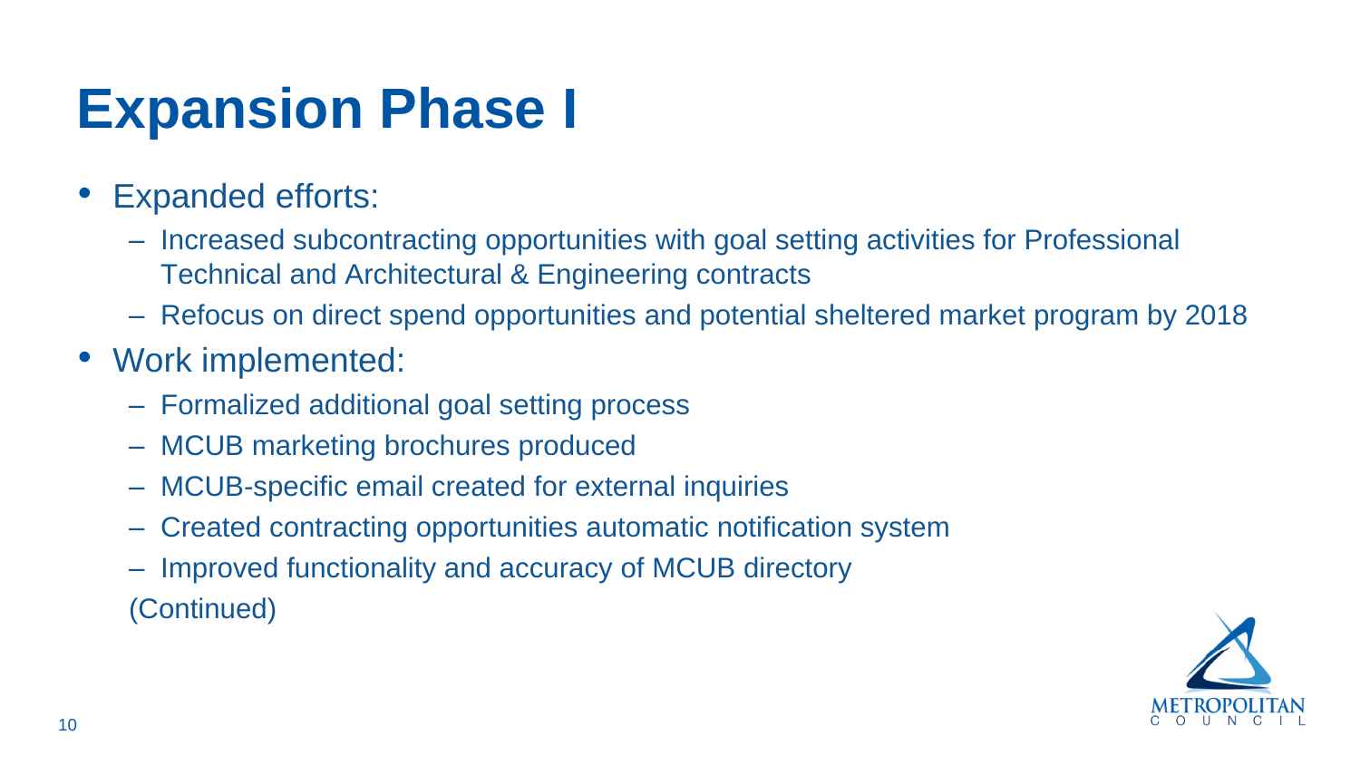# Expansion Phase I

- Expanded efforts:
  - Increased subcontracting opportunities with goal setting activities for Professional Technical and Architectural & Engineering contracts
  - Refocus on direct spend opportunities and potential sheltered market program by 2018
- Work implemented:
  - Formalized additional goal setting process
  - MCUB marketing brochures produced
  - MCUB-specific email created for external inquiries
  - Created contracting opportunities automatic notification system
  - Improved functionality and accuracy of MCUB directory

  (Continued)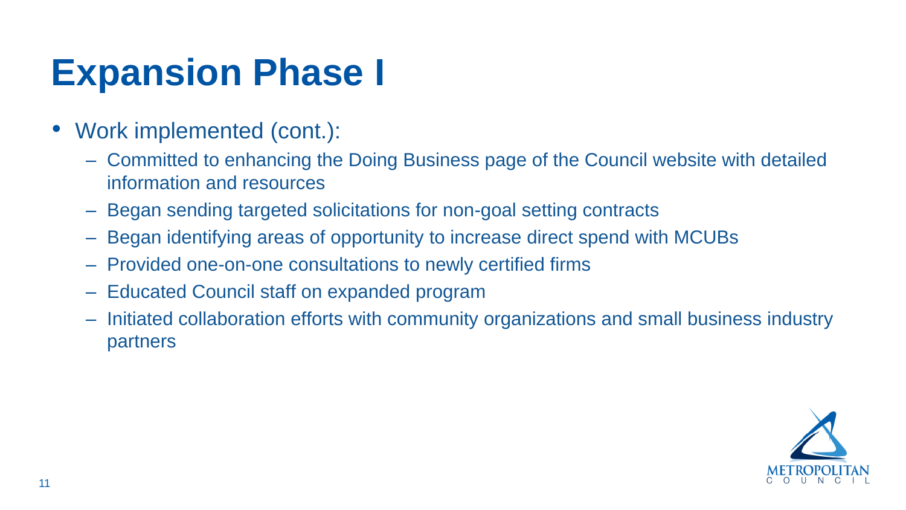# Expansion Phase I

- Work implemented (cont.):
  - Committed to enhancing the Doing Business page of the Council website with detailed information and resources
  - Began sending targeted solicitations for non-goal setting contracts
  - Began identifying areas of opportunity to increase direct spend with MCUBs
  - Provided one-on-one consultations to newly certified firms
  - Educated Council staff on expanded program
  - Initiated collaboration efforts with community organizations and small business industry partners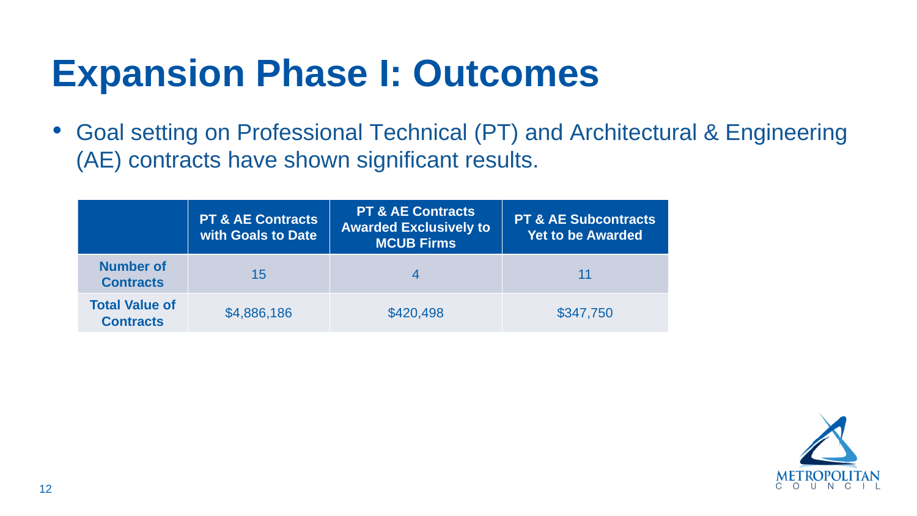# Expansion Phase I: Outcomes

- Goal setting on Professional Technical (PT) and Architectural & Engineering (AE) contracts have shown significant results.

| | PT & AE Contracts with Goals to Date | PT & AE Contracts Awarded Exclusively to MCUB Firms | PT & AE Subcontracts Yet to be Awarded |
|---|---|---|---|
| **Number of Contracts** | 15 | 4 | 11 |
| **Total Value of Contracts** | $4,886,186 | $420,498 | $347,750 |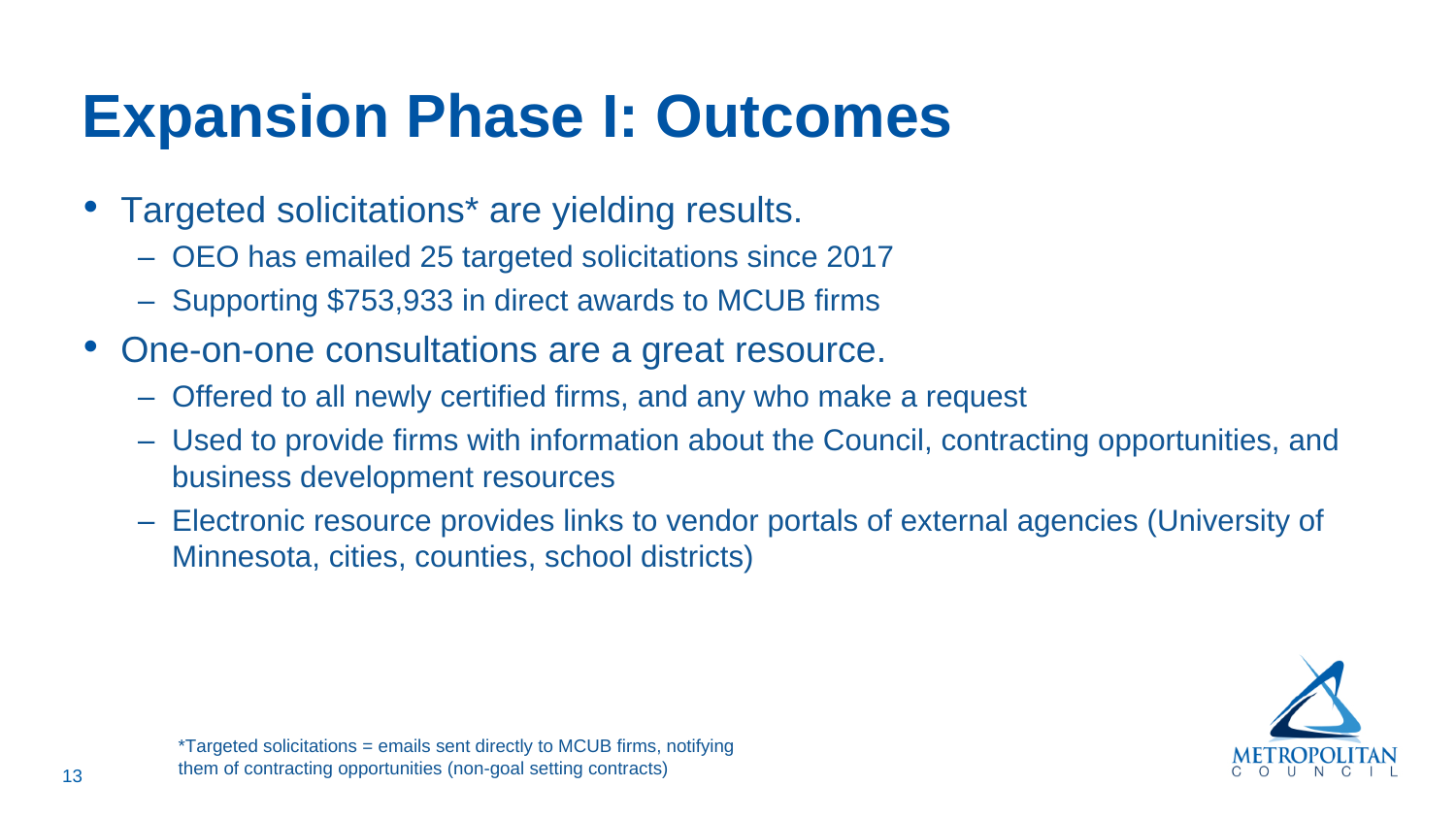# Expansion Phase I: Outcomes

- Targeted solicitations* are yielding results.
  - OEO has emailed 25 targeted solicitations since 2017
  - Supporting $753,933 in direct awards to MCUB firms
- One-on-one consultations are a great resource.
  - Offered to all newly certified firms, and any who make a request
  - Used to provide firms with information about the Council, contracting opportunities, and business development resources
  - Electronic resource provides links to vendor portals of external agencies (University of Minnesota, cities, counties, school districts)

*Targeted solicitations = emails sent directly to MCUB firms, notifying them of contracting opportunities (non-goal setting contracts)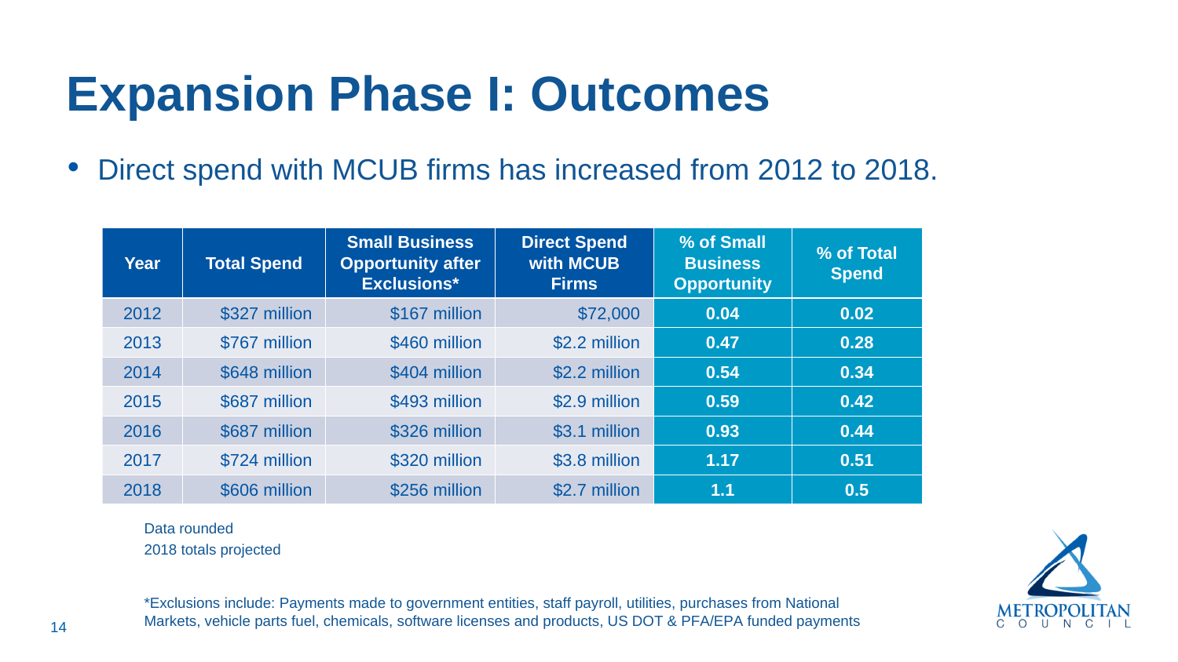# Expansion Phase I: Outcomes

- Direct spend with MCUB firms has increased from 2012 to 2018.

| Year | Total Spend | Small Business Opportunity after Exclusions* | Direct Spend with MCUB Firms | % of Small Business Opportunity | % of Total Spend |
|---|---|---|---|---|---|
| 2012 | $327 million | $167 million | $72,000 | 0.04 | 0.02 |
| 2013 | $767 million | $460 million | $2.2 million | 0.47 | 0.28 |
| 2014 | $648 million | $404 million | $2.2 million | 0.54 | 0.34 |
| 2015 | $687 million | $493 million | $2.9 million | 0.59 | 0.42 |
| 2016 | $687 million | $326 million | $3.1 million | 0.93 | 0.44 |
| 2017 | $724 million | $320 million | $3.8 million | 1.17 | 0.51 |
| 2018 | $606 million | $256 million | $2.7 million | 1.1 | 0.5 |

Data rounded

2018 totals projected

*Exclusions include: Payments made to government entities, staff payroll, utilities, purchases from National Markets, vehicle parts fuel, chemicals, software licenses and products, US DOT & PFA/EPA funded payments

METROPOLITAN COUNCIL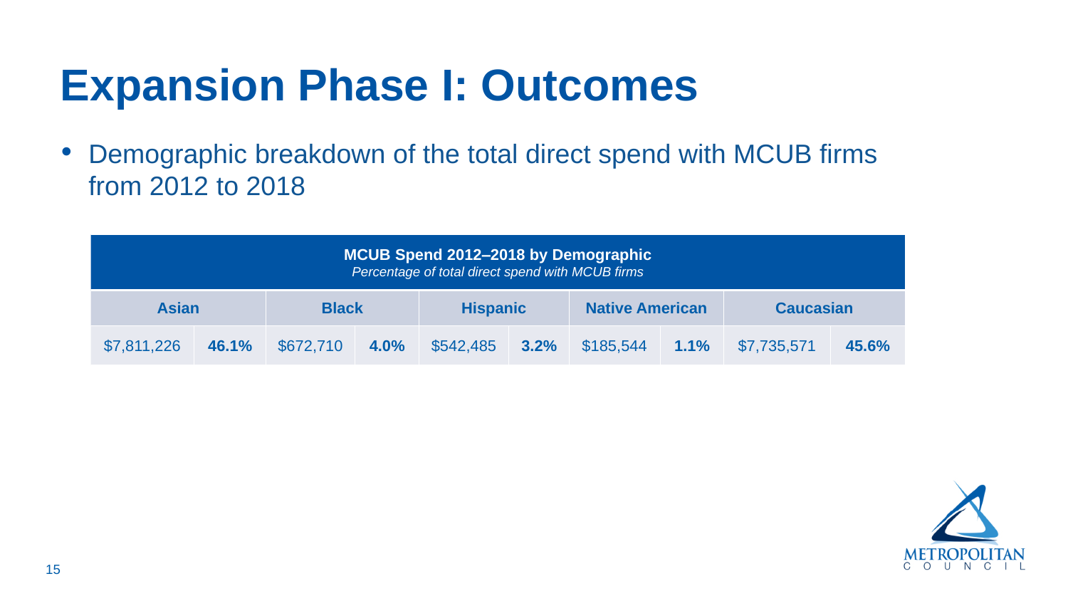# Expansion Phase I: Outcomes

- Demographic breakdown of the total direct spend with MCUB firms from 2012 to 2018

| **MCUB Spend 2012–2018 by Demographic**<br>*Percentage of total direct spend with MCUB firms* | | | | | | | | | |
|---|---|---|---|---|---|---|---|---|---|
| **Asian** | | **Black** | | **Hispanic** | | **Native American** | | **Caucasian** | |
| $7,811,226 | **46.1%** | $672,710 | **4.0%** | $542,485 | **3.2%** | $185,544 | **1.1%** | $7,735,571 | **45.6%** |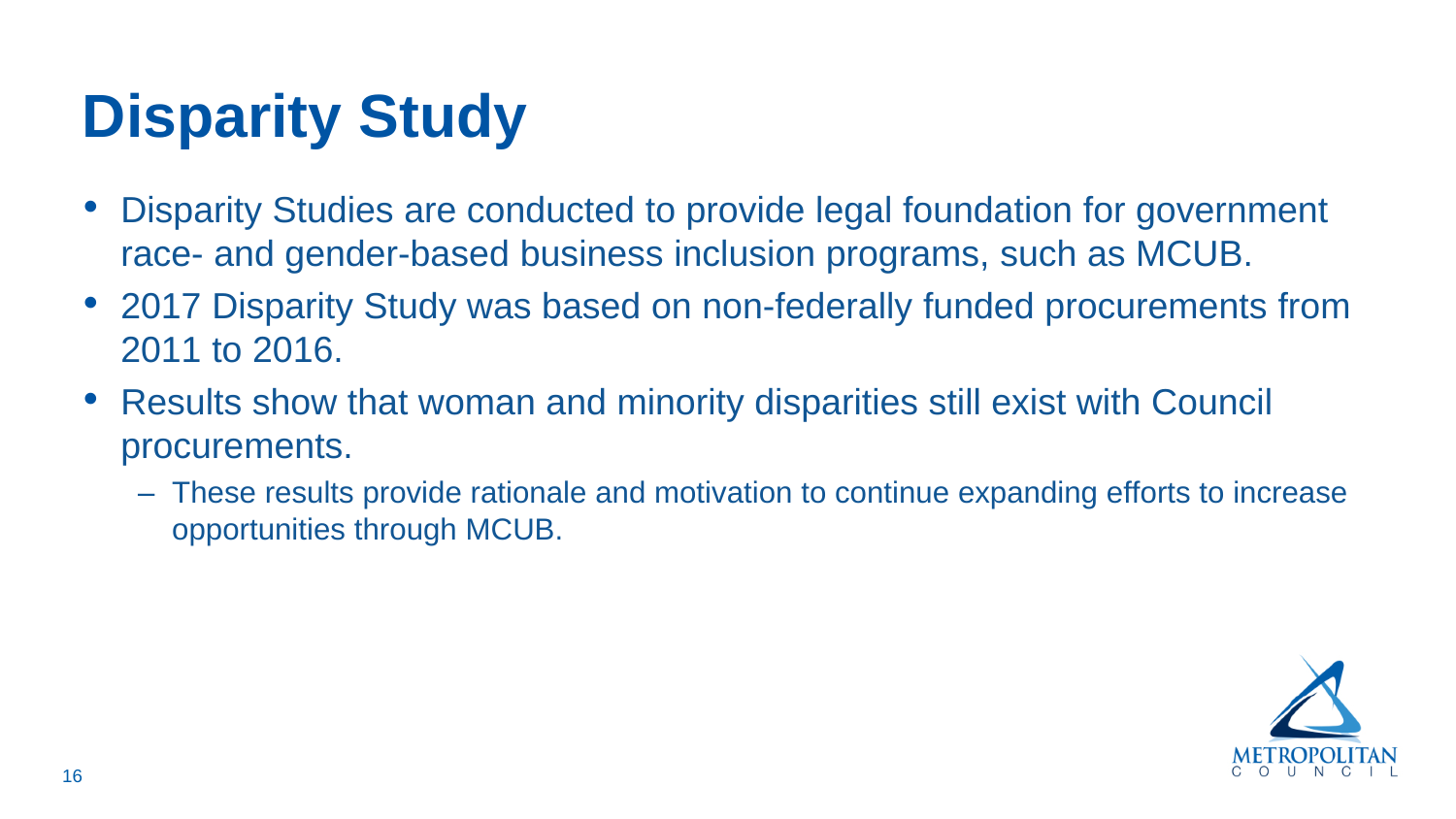# Disparity Study

- Disparity Studies are conducted to provide legal foundation for government race- and gender-based business inclusion programs, such as MCUB.
- 2017 Disparity Study was based on non-federally funded procurements from 2011 to 2016.
- Results show that woman and minority disparities still exist with Council procurements.
  - These results provide rationale and motivation to continue expanding efforts to increase opportunities through MCUB.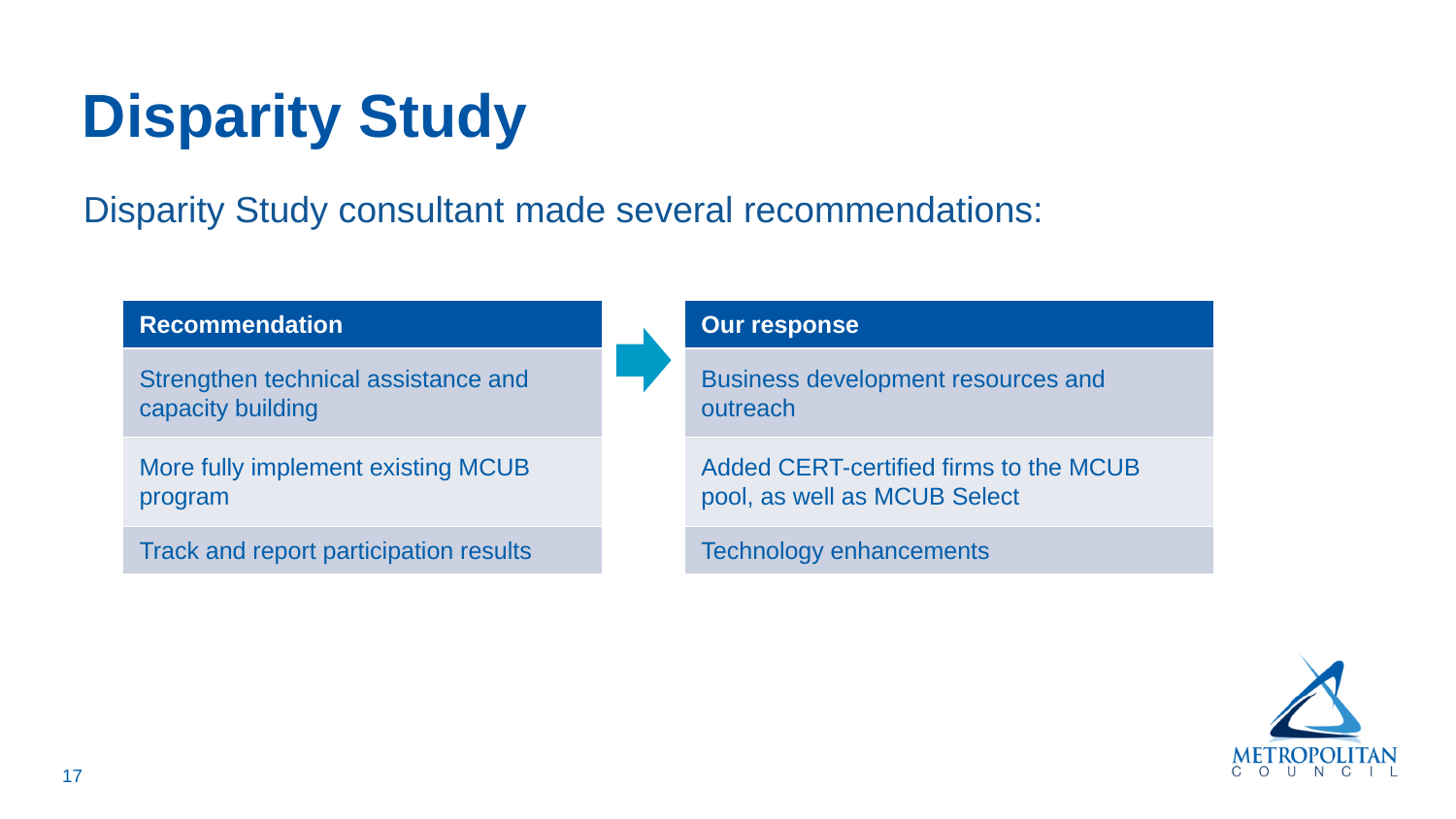# Disparity Study

Disparity Study consultant made several recommendations:

| Recommendation | Our response |
| --- | --- |
| Strengthen technical assistance and capacity building | Business development resources and outreach |
| More fully implement existing MCUB program | Added CERT-certified firms to the MCUB pool, as well as MCUB Select |
| Track and report participation results | Technology enhancements |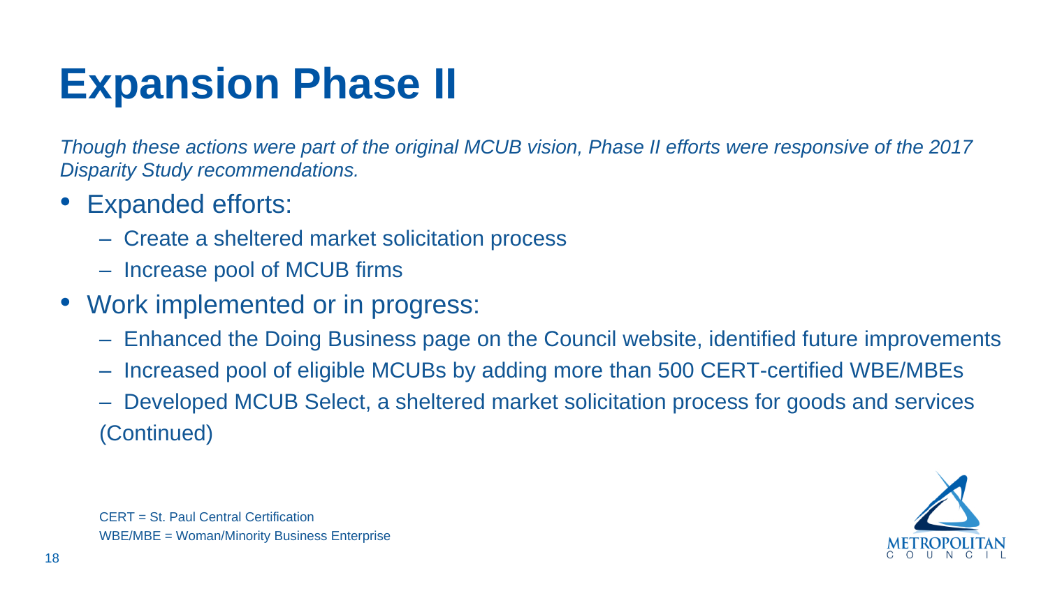# Expansion Phase II

*Though these actions were part of the original MCUB vision, Phase II efforts were responsive of the 2017 Disparity Study recommendations.*

- Expanded efforts:
  - Create a sheltered market solicitation process
  - Increase pool of MCUB firms
- Work implemented or in progress:
  - Enhanced the Doing Business page on the Council website, identified future improvements
  - Increased pool of eligible MCUBs by adding more than 500 CERT-certified WBE/MBEs
  - Developed MCUB Select, a sheltered market solicitation process for goods and services

(Continued)

CERT = St. Paul Central Certification
WBE/MBE = Woman/Minority Business Enterprise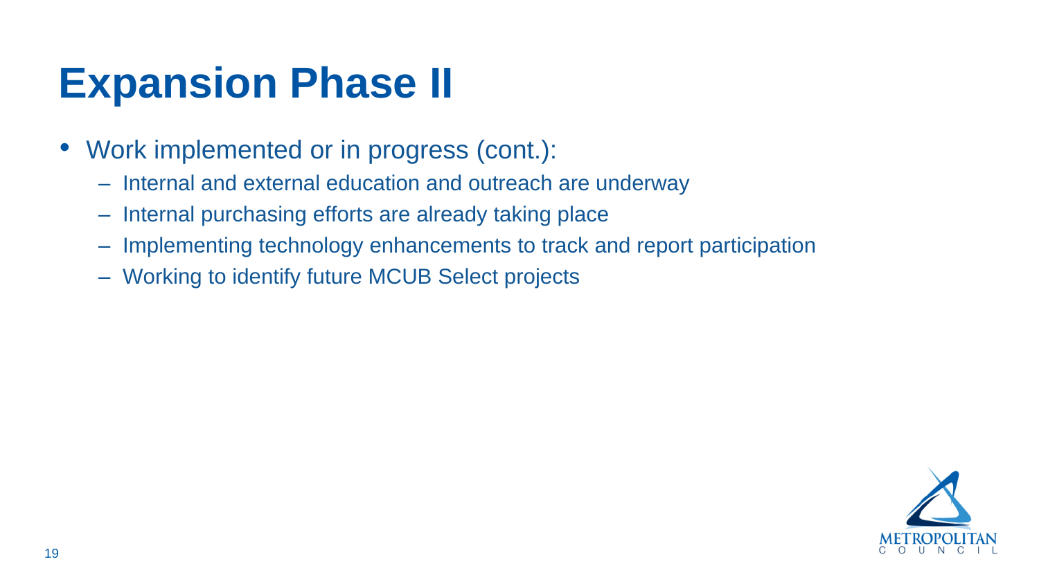# Expansion Phase II

- Work implemented or in progress (cont.):
  - Internal and external education and outreach are underway
  - Internal purchasing efforts are already taking place
  - Implementing technology enhancements to track and report participation
  - Working to identify future MCUB Select projects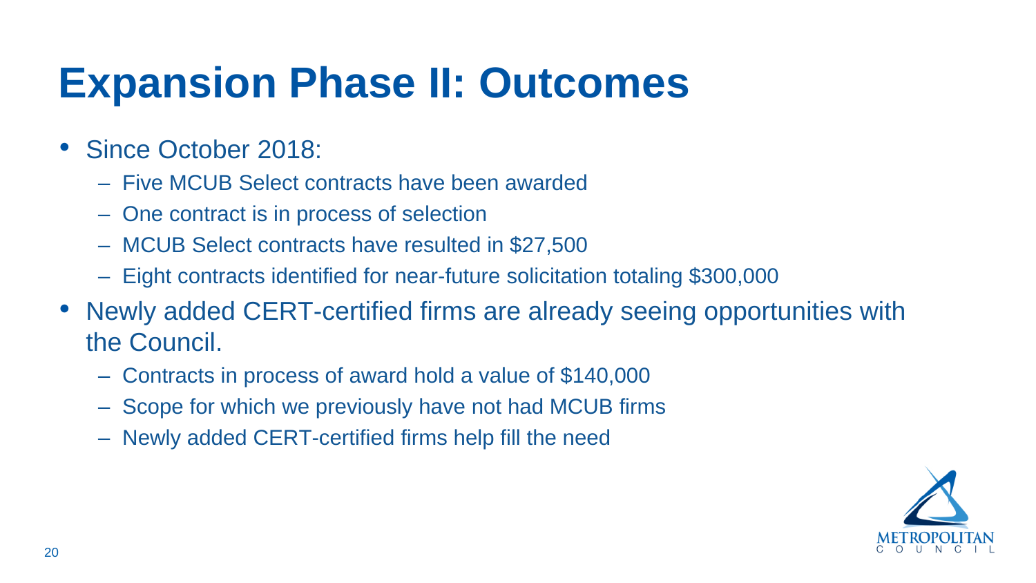# Expansion Phase II: Outcomes

- Since October 2018:
  - Five MCUB Select contracts have been awarded
  - One contract is in process of selection
  - MCUB Select contracts have resulted in $27,500
  - Eight contracts identified for near-future solicitation totaling $300,000
- Newly added CERT-certified firms are already seeing opportunities with the Council.
  - Contracts in process of award hold a value of $140,000
  - Scope for which we previously have not had MCUB firms
  - Newly added CERT-certified firms help fill the need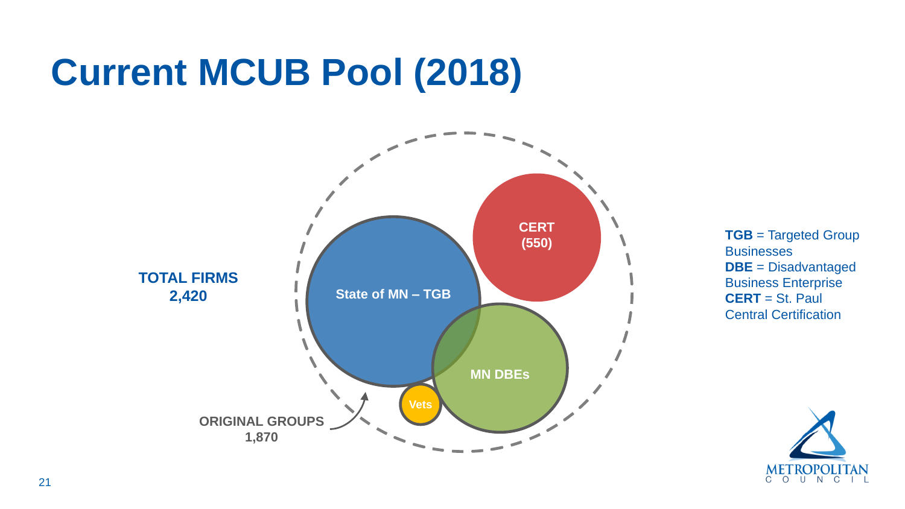# Current MCUB Pool (2018)

**TOTAL FIRMS**
**2,420**

State of MN – TGB

CERT (550)

MN DBEs

Vets

**ORIGINAL GROUPS**
**1,870**

**TGB** = Targeted Group Businesses
**DBE** = Disadvantaged Business Enterprise
**CERT** = St. Paul Central Certification

METROPOLITAN COUNCIL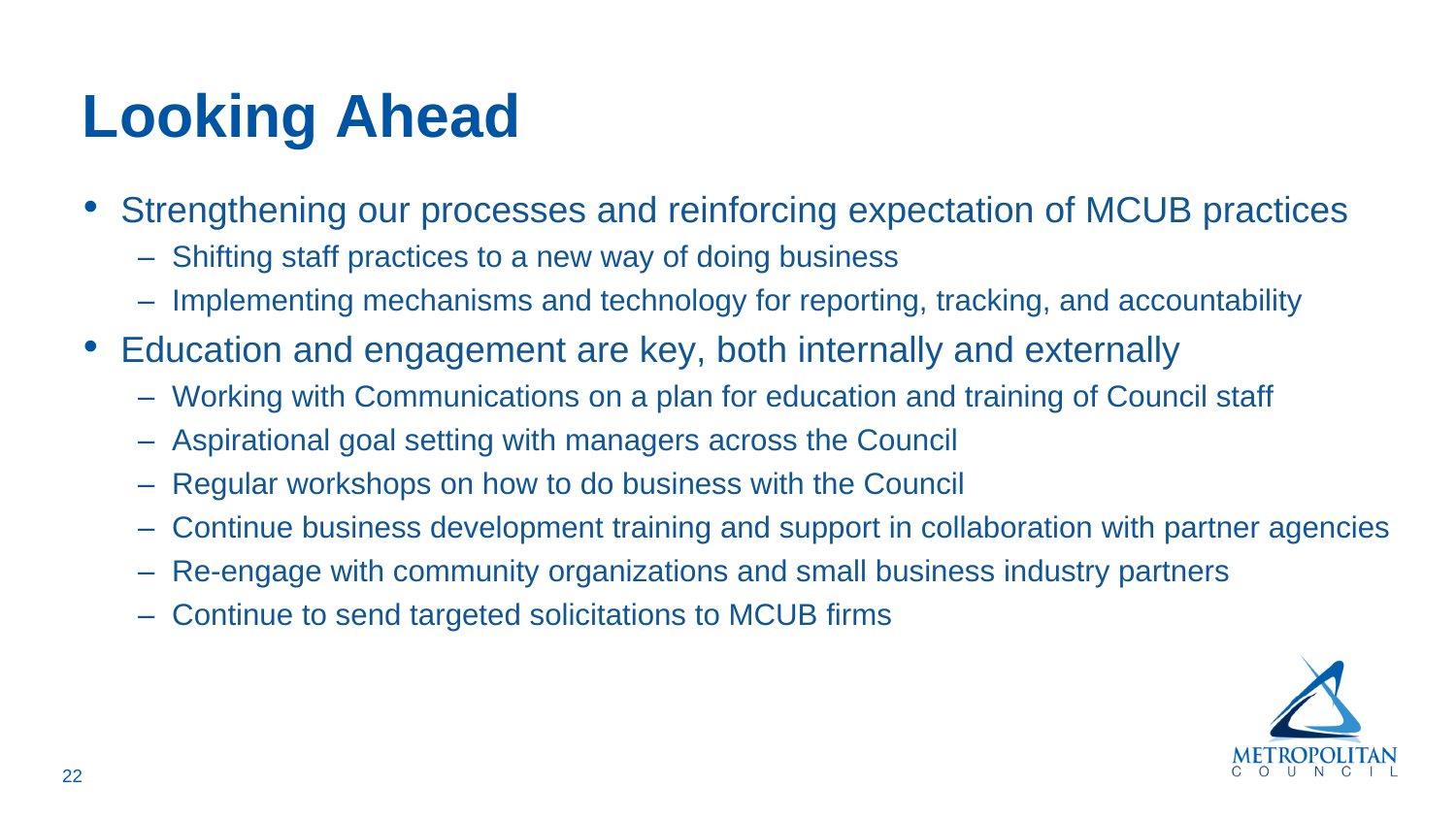# Looking Ahead

- Strengthening our processes and reinforcing expectation of MCUB practices
  - Shifting staff practices to a new way of doing business
  - Implementing mechanisms and technology for reporting, tracking, and accountability
- Education and engagement are key, both internally and externally
  - Working with Communications on a plan for education and training of Council staff
  - Aspirational goal setting with managers across the Council
  - Regular workshops on how to do business with the Council
  - Continue business development training and support in collaboration with partner agencies
  - Re-engage with community organizations and small business industry partners
  - Continue to send targeted solicitations to MCUB firms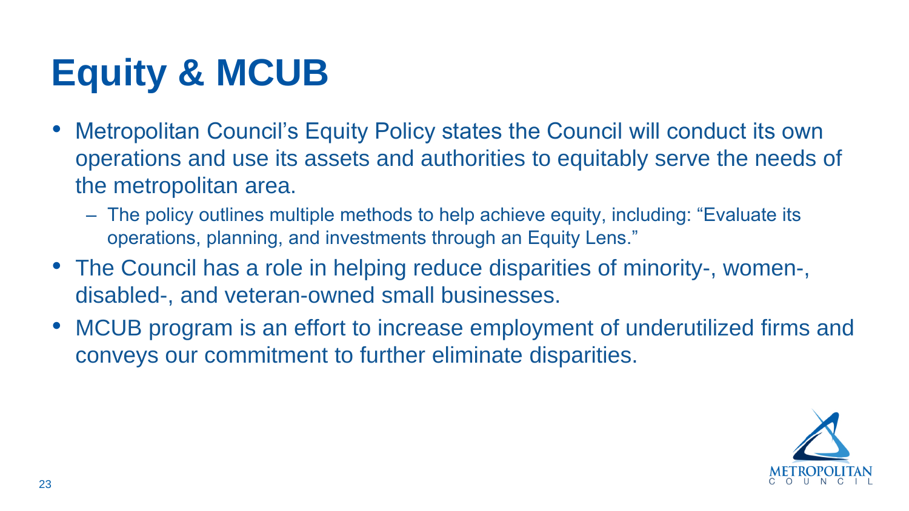# Equity & MCUB

- Metropolitan Council's Equity Policy states the Council will conduct its own operations and use its assets and authorities to equitably serve the needs of the metropolitan area.
  - The policy outlines multiple methods to help achieve equity, including: "Evaluate its operations, planning, and investments through an Equity Lens."
- The Council has a role in helping reduce disparities of minority-, women-, disabled-, and veteran-owned small businesses.
- MCUB program is an effort to increase employment of underutilized firms and conveys our commitment to further eliminate disparities.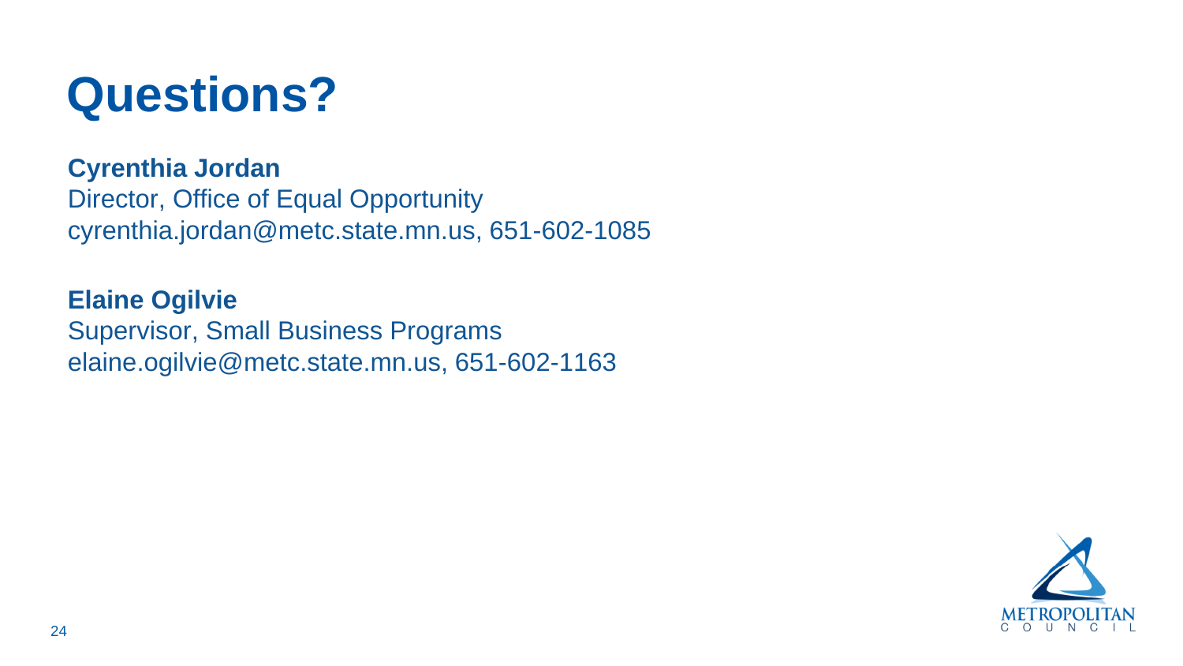# Questions?

**Cyrenthia Jordan**
Director, Office of Equal Opportunity
cyrenthia.jordan@metc.state.mn.us, 651-602-1085

**Elaine Ogilvie**
Supervisor, Small Business Programs
elaine.ogilvie@metc.state.mn.us, 651-602-1163

METROPOLITAN COUNCIL